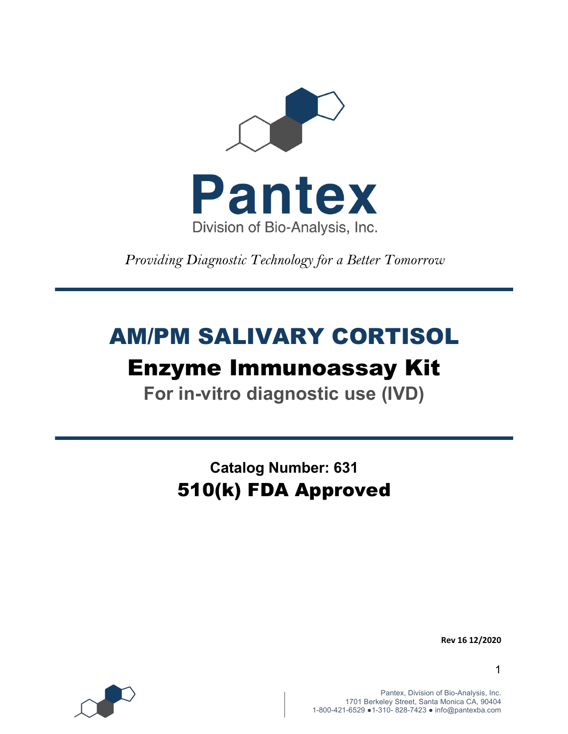# Pantex

Division of Bio-Analysis, Inc.

*Providing Diagnostic Technology for a Better Tomorrow*

# AM/PM SALIVARY CORTISOL

## Enzyme Immunoassay Kit

**For in-vitro diagnostic use (IVD)**

**Catalog Number: 631**

## 510(k) FDA Approved

**Rev 16 12/2020**

Pantex, Division of Bio-Analysis, Inc.
1701 Berkeley Street, Santa Monica CA, 90404
1-800-421-6529 ●1-310- 828-7423 ● info@pantexba.com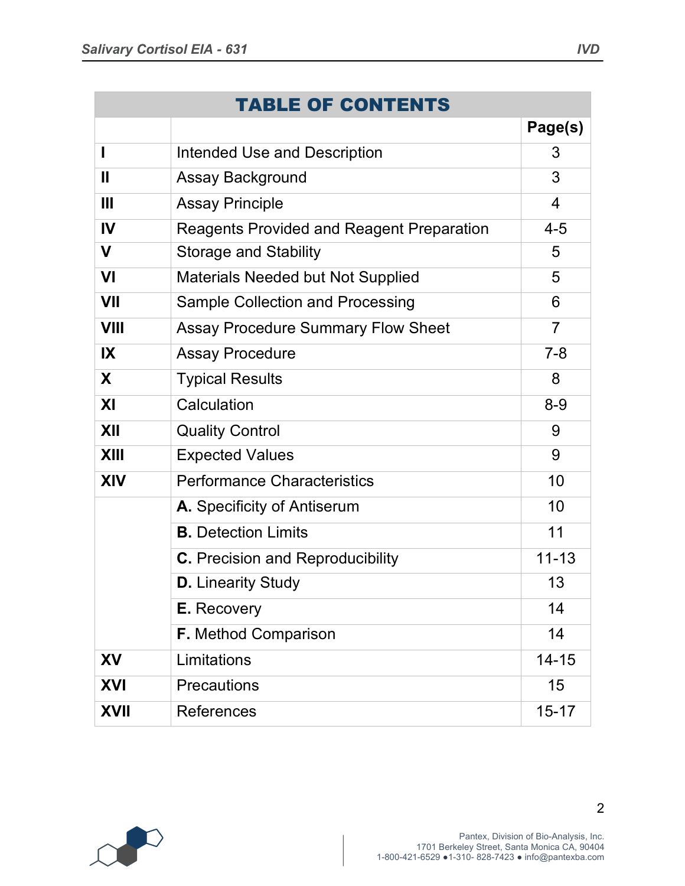| TABLE OF CONTENTS | | |
|---|---|---|
| | | **Page(s)** |
| **I** | Intended Use and Description | 3 |
| **II** | Assay Background | 3 |
| **III** | Assay Principle | 4 |
| **IV** | Reagents Provided and Reagent Preparation | 4-5 |
| **V** | Storage and Stability | 5 |
| **VI** | Materials Needed but Not Supplied | 5 |
| **VII** | Sample Collection and Processing | 6 |
| **VIII** | Assay Procedure Summary Flow Sheet | 7 |
| **IX** | Assay Procedure | 7-8 |
| **X** | Typical Results | 8 |
| **XI** | Calculation | 8-9 |
| **XII** | Quality Control | 9 |
| **XIII** | Expected Values | 9 |
| **XIV** | Performance Characteristics | 10 |
| | **A.** Specificity of Antiserum | 10 |
| | **B.** Detection Limits | 11 |
| | **C.** Precision and Reproducibility | 11-13 |
| | **D.** Linearity Study | 13 |
| | **E.** Recovery | 14 |
| | **F.** Method Comparison | 14 |
| **XV** | Limitations | 14-15 |
| **XVI** | Precautions | 15 |
| **XVII** | References | 15-17 |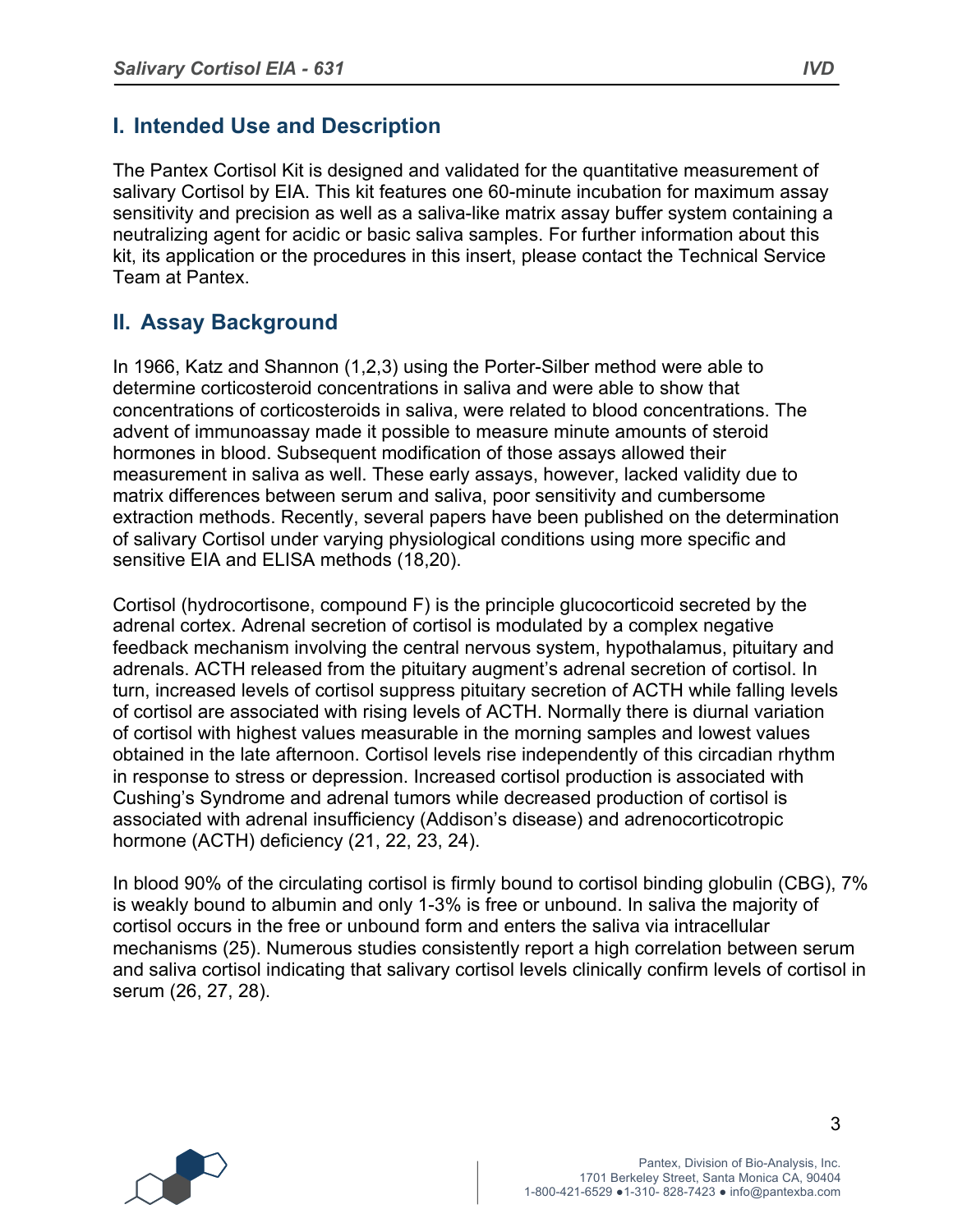## I. Intended Use and Description

The Pantex Cortisol Kit is designed and validated for the quantitative measurement of salivary Cortisol by EIA. This kit features one 60-minute incubation for maximum assay sensitivity and precision as well as a saliva-like matrix assay buffer system containing a neutralizing agent for acidic or basic saliva samples. For further information about this kit, its application or the procedures in this insert, please contact the Technical Service Team at Pantex.

## II. Assay Background

In 1966, Katz and Shannon (1,2,3) using the Porter-Silber method were able to determine corticosteroid concentrations in saliva and were able to show that concentrations of corticosteroids in saliva, were related to blood concentrations. The advent of immunoassay made it possible to measure minute amounts of steroid hormones in blood. Subsequent modification of those assays allowed their measurement in saliva as well. These early assays, however, lacked validity due to matrix differences between serum and saliva, poor sensitivity and cumbersome extraction methods. Recently, several papers have been published on the determination of salivary Cortisol under varying physiological conditions using more specific and sensitive EIA and ELISA methods (18,20).

Cortisol (hydrocortisone, compound F) is the principle glucocorticoid secreted by the adrenal cortex. Adrenal secretion of cortisol is modulated by a complex negative feedback mechanism involving the central nervous system, hypothalamus, pituitary and adrenals. ACTH released from the pituitary augment's adrenal secretion of cortisol. In turn, increased levels of cortisol suppress pituitary secretion of ACTH while falling levels of cortisol are associated with rising levels of ACTH. Normally there is diurnal variation of cortisol with highest values measurable in the morning samples and lowest values obtained in the late afternoon. Cortisol levels rise independently of this circadian rhythm in response to stress or depression. Increased cortisol production is associated with Cushing's Syndrome and adrenal tumors while decreased production of cortisol is associated with adrenal insufficiency (Addison's disease) and adrenocorticotropic hormone (ACTH) deficiency (21, 22, 23, 24).

In blood 90% of the circulating cortisol is firmly bound to cortisol binding globulin (CBG), 7% is weakly bound to albumin and only 1-3% is free or unbound. In saliva the majority of cortisol occurs in the free or unbound form and enters the saliva via intracellular mechanisms (25). Numerous studies consistently report a high correlation between serum and saliva cortisol indicating that salivary cortisol levels clinically confirm levels of cortisol in serum (26, 27, 28).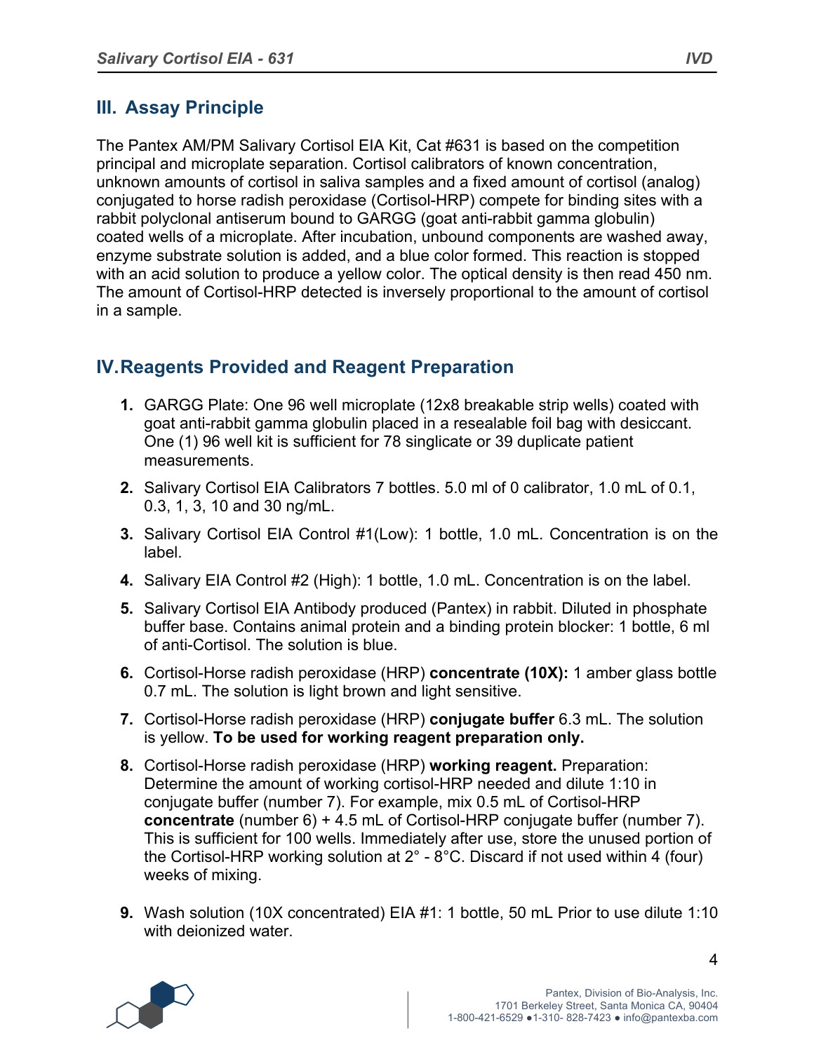## III. Assay Principle

The Pantex AM/PM Salivary Cortisol EIA Kit, Cat #631 is based on the competition principal and microplate separation. Cortisol calibrators of known concentration, unknown amounts of cortisol in saliva samples and a fixed amount of cortisol (analog) conjugated to horse radish peroxidase (Cortisol-HRP) compete for binding sites with a rabbit polyclonal antiserum bound to GARGG (goat anti-rabbit gamma globulin) coated wells of a microplate. After incubation, unbound components are washed away, enzyme substrate solution is added, and a blue color formed. This reaction is stopped with an acid solution to produce a yellow color. The optical density is then read 450 nm. The amount of Cortisol-HRP detected is inversely proportional to the amount of cortisol in a sample.

## IV. Reagents Provided and Reagent Preparation

1. GARGG Plate: One 96 well microplate (12x8 breakable strip wells) coated with goat anti-rabbit gamma globulin placed in a resealable foil bag with desiccant. One (1) 96 well kit is sufficient for 78 singlicate or 39 duplicate patient measurements.
2. Salivary Cortisol EIA Calibrators 7 bottles. 5.0 ml of 0 calibrator, 1.0 mL of 0.1, 0.3, 1, 3, 10 and 30 ng/mL.
3. Salivary Cortisol EIA Control #1(Low): 1 bottle, 1.0 mL. Concentration is on the label.
4. Salivary EIA Control #2 (High): 1 bottle, 1.0 mL. Concentration is on the label.
5. Salivary Cortisol EIA Antibody produced (Pantex) in rabbit. Diluted in phosphate buffer base. Contains animal protein and a binding protein blocker: 1 bottle, 6 ml of anti-Cortisol. The solution is blue.
6. Cortisol-Horse radish peroxidase (HRP) **concentrate (10X):** 1 amber glass bottle 0.7 mL. The solution is light brown and light sensitive.
7. Cortisol-Horse radish peroxidase (HRP) **conjugate buffer** 6.3 mL. The solution is yellow. **To be used for working reagent preparation only.**
8. Cortisol-Horse radish peroxidase (HRP) **working reagent.** Preparation: Determine the amount of working cortisol-HRP needed and dilute 1:10 in conjugate buffer (number 7). For example, mix 0.5 mL of Cortisol-HRP **concentrate** (number 6) + 4.5 mL of Cortisol-HRP conjugate buffer (number 7). This is sufficient for 100 wells. Immediately after use, store the unused portion of the Cortisol-HRP working solution at 2° - 8°C. Discard if not used within 4 (four) weeks of mixing.
9. Wash solution (10X concentrated) EIA #1: 1 bottle, 50 mL Prior to use dilute 1:10 with deionized water.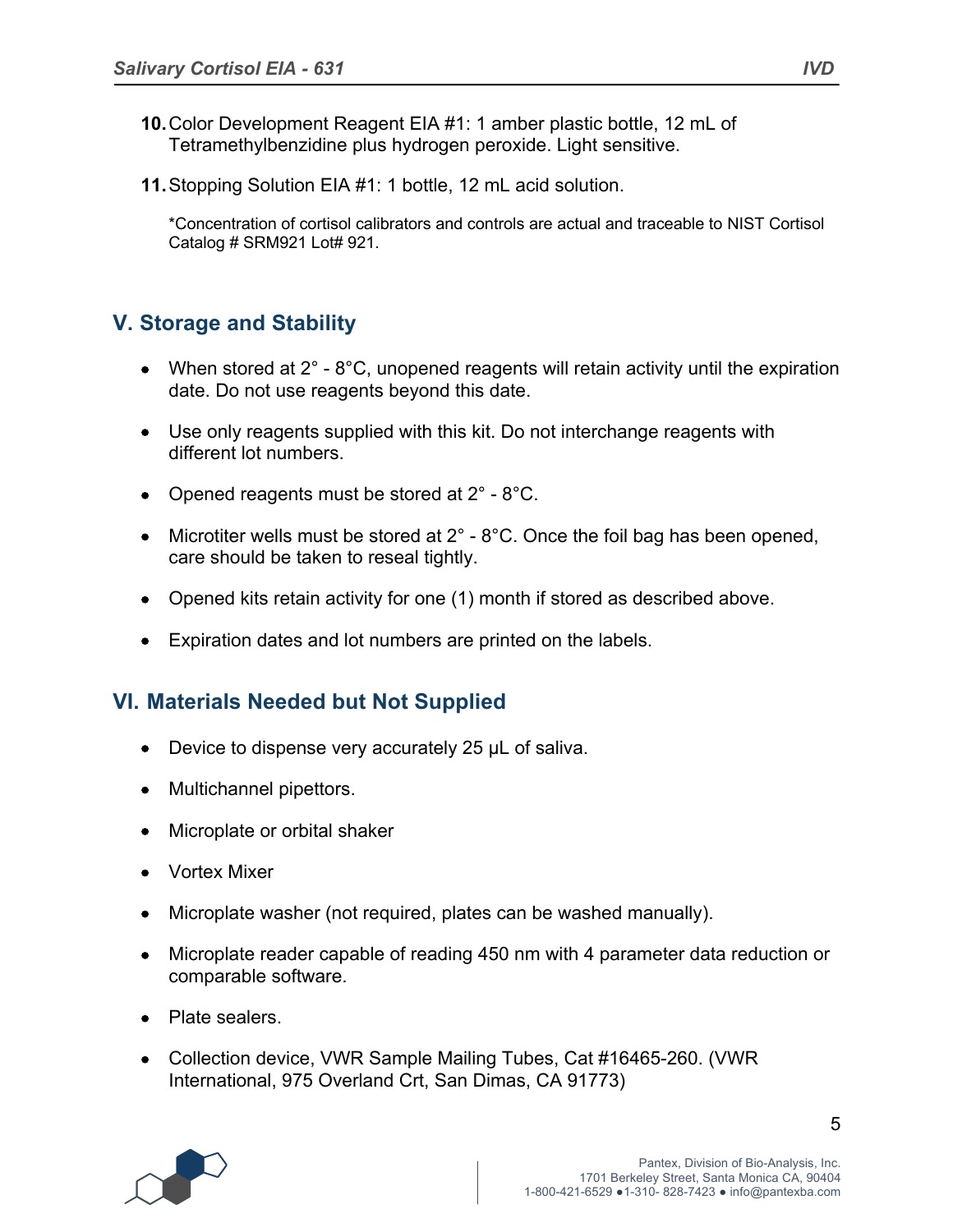10. Color Development Reagent EIA #1: 1 amber plastic bottle, 12 mL of Tetramethylbenzidine plus hydrogen peroxide. Light sensitive.

11. Stopping Solution EIA #1: 1 bottle, 12 mL acid solution.

*Concentration of cortisol calibrators and controls are actual and traceable to NIST Cortisol Catalog # SRM921 Lot# 921.

## V. Storage and Stability

- When stored at 2° - 8°C, unopened reagents will retain activity until the expiration date. Do not use reagents beyond this date.
- Use only reagents supplied with this kit. Do not interchange reagents with different lot numbers.
- Opened reagents must be stored at 2° - 8°C.
- Microtiter wells must be stored at 2° - 8°C. Once the foil bag has been opened, care should be taken to reseal tightly.
- Opened kits retain activity for one (1) month if stored as described above.
- Expiration dates and lot numbers are printed on the labels.

## VI. Materials Needed but Not Supplied

- Device to dispense very accurately 25 µL of saliva.
- Multichannel pipettors.
- Microplate or orbital shaker
- Vortex Mixer
- Microplate washer (not required, plates can be washed manually).
- Microplate reader capable of reading 450 nm with 4 parameter data reduction or comparable software.
- Plate sealers.
- Collection device, VWR Sample Mailing Tubes, Cat #16465-260. (VWR International, 975 Overland Crt, San Dimas, CA 91773)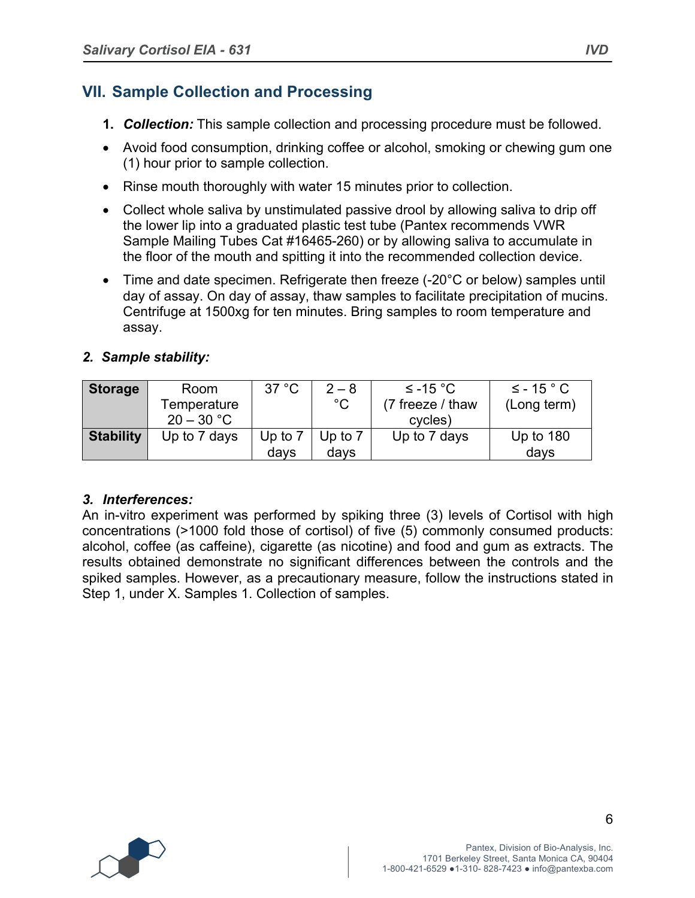## VII. Sample Collection and Processing

1. ***Collection:*** This sample collection and processing procedure must be followed.

- Avoid food consumption, drinking coffee or alcohol, smoking or chewing gum one (1) hour prior to sample collection.
- Rinse mouth thoroughly with water 15 minutes prior to collection.
- Collect whole saliva by unstimulated passive drool by allowing saliva to drip off the lower lip into a graduated plastic test tube (Pantex recommends VWR Sample Mailing Tubes Cat #16465-260) or by allowing saliva to accumulate in the floor of the mouth and spitting it into the recommended collection device.
- Time and date specimen. Refrigerate then freeze (-20°C or below) samples until day of assay. On day of assay, thaw samples to facilitate precipitation of mucins. Centrifuge at 1500xg for ten minutes. Bring samples to room temperature and assay.

### *2. Sample stability:*

| **Storage** | Room Temperature 20 – 30 °C | 37 °C | 2 – 8 °C | ≤ -15 °C (7 freeze / thaw cycles) | ≤ - 15 ° C (Long term) |
|---|---|---|---|---|---|
| **Stability** | Up to 7 days | Up to 7 days | Up to 7 days | Up to 7 days | Up to 180 days |

### *3. Interferences:*

An in-vitro experiment was performed by spiking three (3) levels of Cortisol with high concentrations (>1000 fold those of cortisol) of five (5) commonly consumed products: alcohol, coffee (as caffeine), cigarette (as nicotine) and food and gum as extracts. The results obtained demonstrate no significant differences between the controls and the spiked samples. However, as a precautionary measure, follow the instructions stated in Step 1, under X. Samples 1. Collection of samples.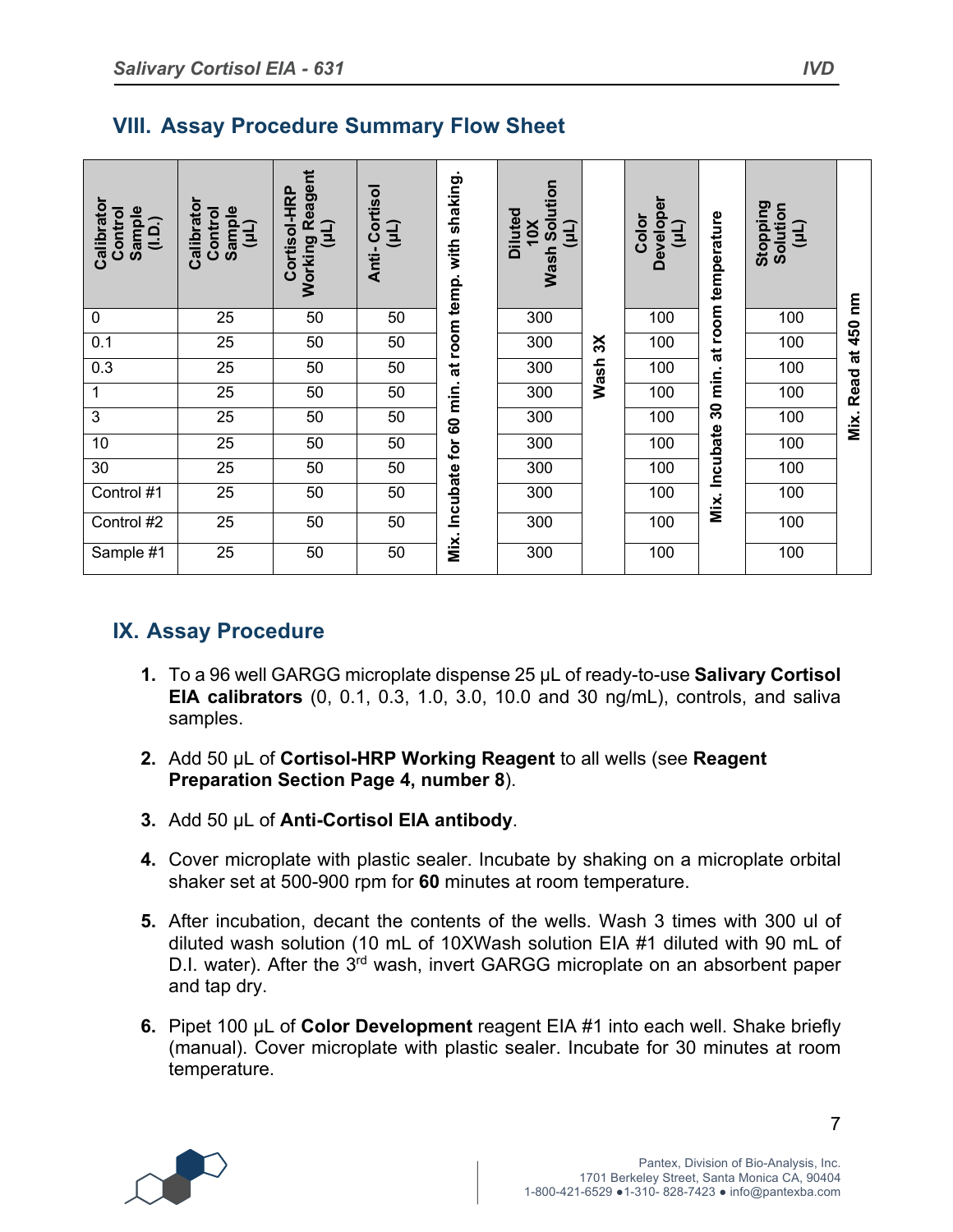## VIII. Assay Procedure Summary Flow Sheet

| Calibrator Control Sample (I.D.) | Calibrator Control Sample (µL) | Cortisol-HRP Working Reagent (µL) | Anti-Cortisol (µL) | Mix. Incubate for 60 min. at room temp. with shaking. | Diluted 10X Wash Solution (µL) | Wash 3X | Color Developer (µL) | Mix. Incubate 30 min. at room temperature | Stopping Solution (µL) | Mix. Read at 450 nm |
|---|---|---|---|---|---|---|---|---|---|---|
| 0 | 25 | 50 | 50 | | 300 | | 100 | | 100 | |
| 0.1 | 25 | 50 | 50 | | 300 | | 100 | | 100 | |
| 0.3 | 25 | 50 | 50 | | 300 | | 100 | | 100 | |
| 1 | 25 | 50 | 50 | | 300 | | 100 | | 100 | |
| 3 | 25 | 50 | 50 | | 300 | | 100 | | 100 | |
| 10 | 25 | 50 | 50 | | 300 | | 100 | | 100 | |
| 30 | 25 | 50 | 50 | | 300 | | 100 | | 100 | |
| Control #1 | 25 | 50 | 50 | | 300 | | 100 | | 100 | |
| Control #2 | 25 | 50 | 50 | | 300 | | 100 | | 100 | |
| Sample #1 | 25 | 50 | 50 | | 300 | | 100 | | 100 | |

## IX. Assay Procedure

1. To a 96 well GARGG microplate dispense 25 µL of ready-to-use **Salivary Cortisol EIA calibrators** (0, 0.1, 0.3, 1.0, 3.0, 10.0 and 30 ng/mL), controls, and saliva samples.

2. Add 50 µL of **Cortisol-HRP Working Reagent** to all wells (see **Reagent Preparation Section Page 4, number 8**).

3. Add 50 µL of **Anti-Cortisol EIA antibody**.

4. Cover microplate with plastic sealer. Incubate by shaking on a microplate orbital shaker set at 500-900 rpm for **60** minutes at room temperature.

5. After incubation, decant the contents of the wells. Wash 3 times with 300 ul of diluted wash solution (10 mL of 10XWash solution EIA #1 diluted with 90 mL of D.I. water). After the 3rd wash, invert GARGG microplate on an absorbent paper and tap dry.

6. Pipet 100 µL of **Color Development** reagent EIA #1 into each well. Shake briefly (manual). Cover microplate with plastic sealer. Incubate for 30 minutes at room temperature.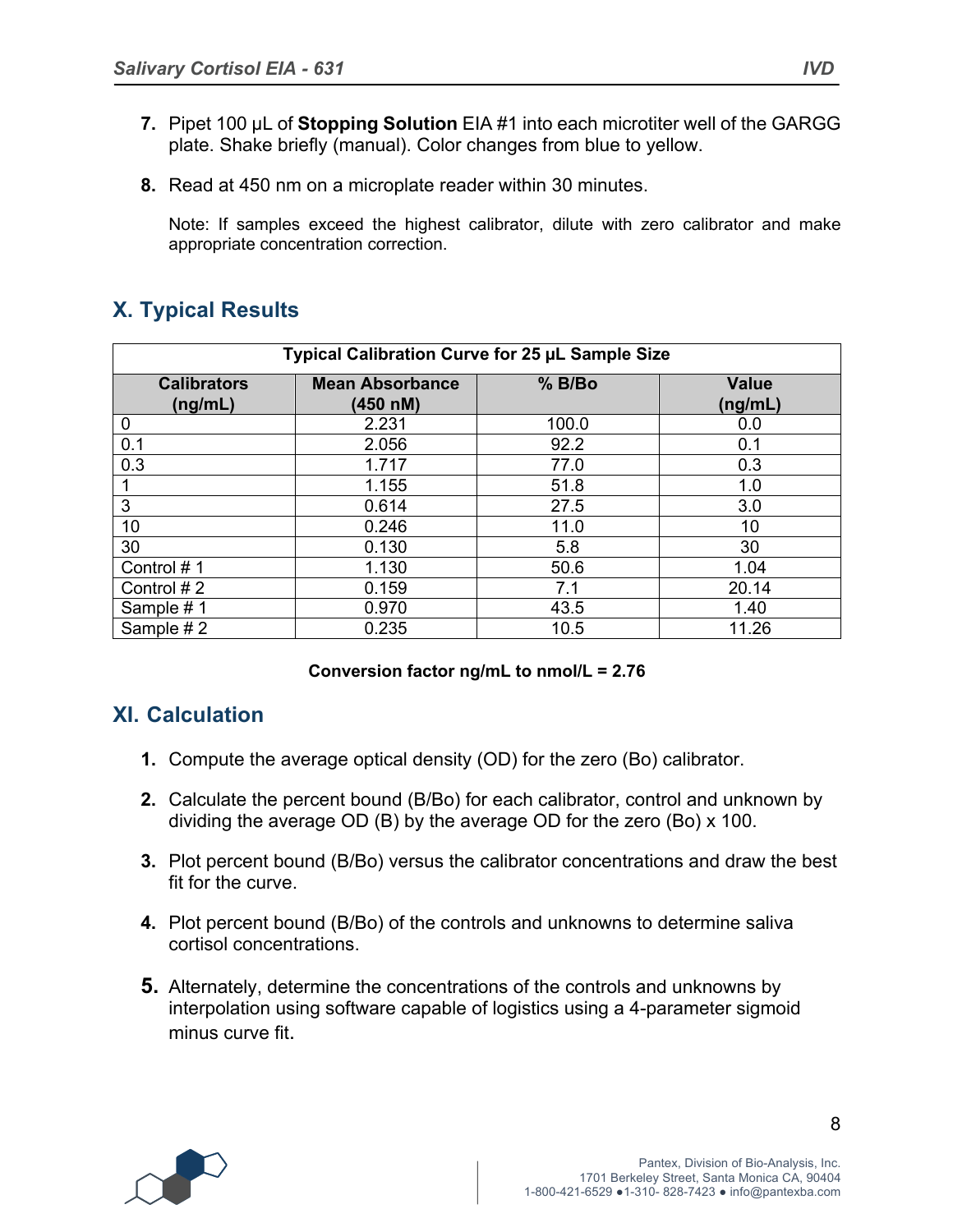7. Pipet 100 µL of **Stopping Solution** EIA #1 into each microtiter well of the GARGG plate. Shake briefly (manual). Color changes from blue to yellow.

8. Read at 450 nm on a microplate reader within 30 minutes.

   Note: If samples exceed the highest calibrator, dilute with zero calibrator and make appropriate concentration correction.

## X. Typical Results

| Typical Calibration Curve for 25 µL Sample Size | | | |
|---|---|---|---|
| **Calibrators (ng/mL)** | **Mean Absorbance (450 nM)** | **% B/Bo** | **Value (ng/mL)** |
| 0 | 2.231 | 100.0 | 0.0 |
| 0.1 | 2.056 | 92.2 | 0.1 |
| 0.3 | 1.717 | 77.0 | 0.3 |
| 1 | 1.155 | 51.8 | 1.0 |
| 3 | 0.614 | 27.5 | 3.0 |
| 10 | 0.246 | 11.0 | 10 |
| 30 | 0.130 | 5.8 | 30 |
| Control # 1 | 1.130 | 50.6 | 1.04 |
| Control # 2 | 0.159 | 7.1 | 20.14 |
| Sample # 1 | 0.970 | 43.5 | 1.40 |
| Sample # 2 | 0.235 | 10.5 | 11.26 |

**Conversion factor ng/mL to nmol/L = 2.76**

## XI. Calculation

1. Compute the average optical density (OD) for the zero (Bo) calibrator.

2. Calculate the percent bound (B/Bo) for each calibrator, control and unknown by dividing the average OD (B) by the average OD for the zero (Bo) x 100.

3. Plot percent bound (B/Bo) versus the calibrator concentrations and draw the best fit for the curve.

4. Plot percent bound (B/Bo) of the controls and unknowns to determine saliva cortisol concentrations.

5. Alternately, determine the concentrations of the controls and unknowns by interpolation using software capable of logistics using a 4-parameter sigmoid minus curve fit.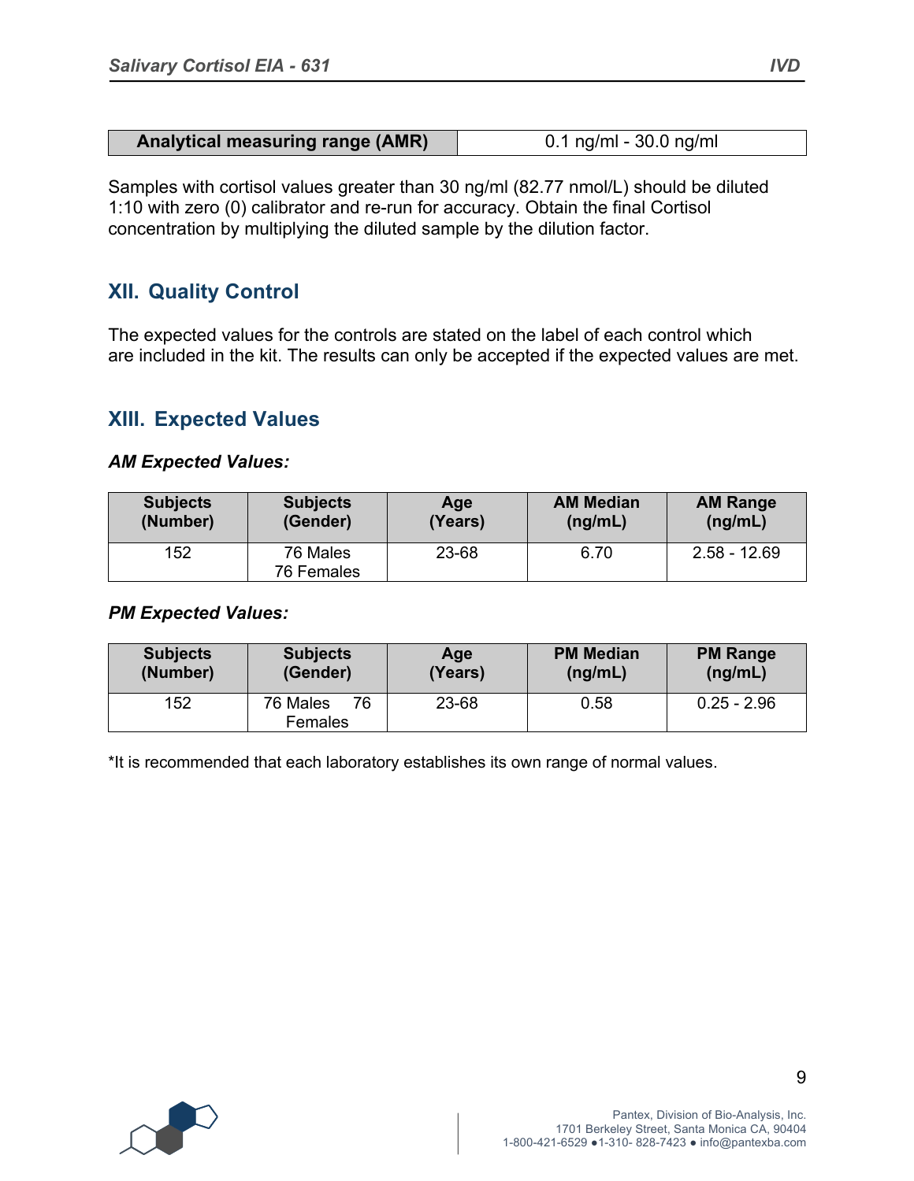| Analytical measuring range (AMR) | 0.1 ng/ml - 30.0 ng/ml |
| --- | --- |

Samples with cortisol values greater than 30 ng/ml (82.77 nmol/L) should be diluted 1:10 with zero (0) calibrator and re-run for accuracy. Obtain the final Cortisol concentration by multiplying the diluted sample by the dilution factor.

## XII. Quality Control

The expected values for the controls are stated on the label of each control which are included in the kit. The results can only be accepted if the expected values are met.

## XIII. Expected Values

***AM Expected Values:***

| Subjects (Number) | Subjects (Gender) | Age (Years) | AM Median (ng/mL) | AM Range (ng/mL) |
| --- | --- | --- | --- | --- |
| 152 | 76 Males 76 Females | 23-68 | 6.70 | 2.58 - 12.69 |

***PM Expected Values:***

| Subjects (Number) | Subjects (Gender) | Age (Years) | PM Median (ng/mL) | PM Range (ng/mL) |
| --- | --- | --- | --- | --- |
| 152 | 76 Males 76 Females | 23-68 | 0.58 | 0.25 - 2.96 |

*It is recommended that each laboratory establishes its own range of normal values.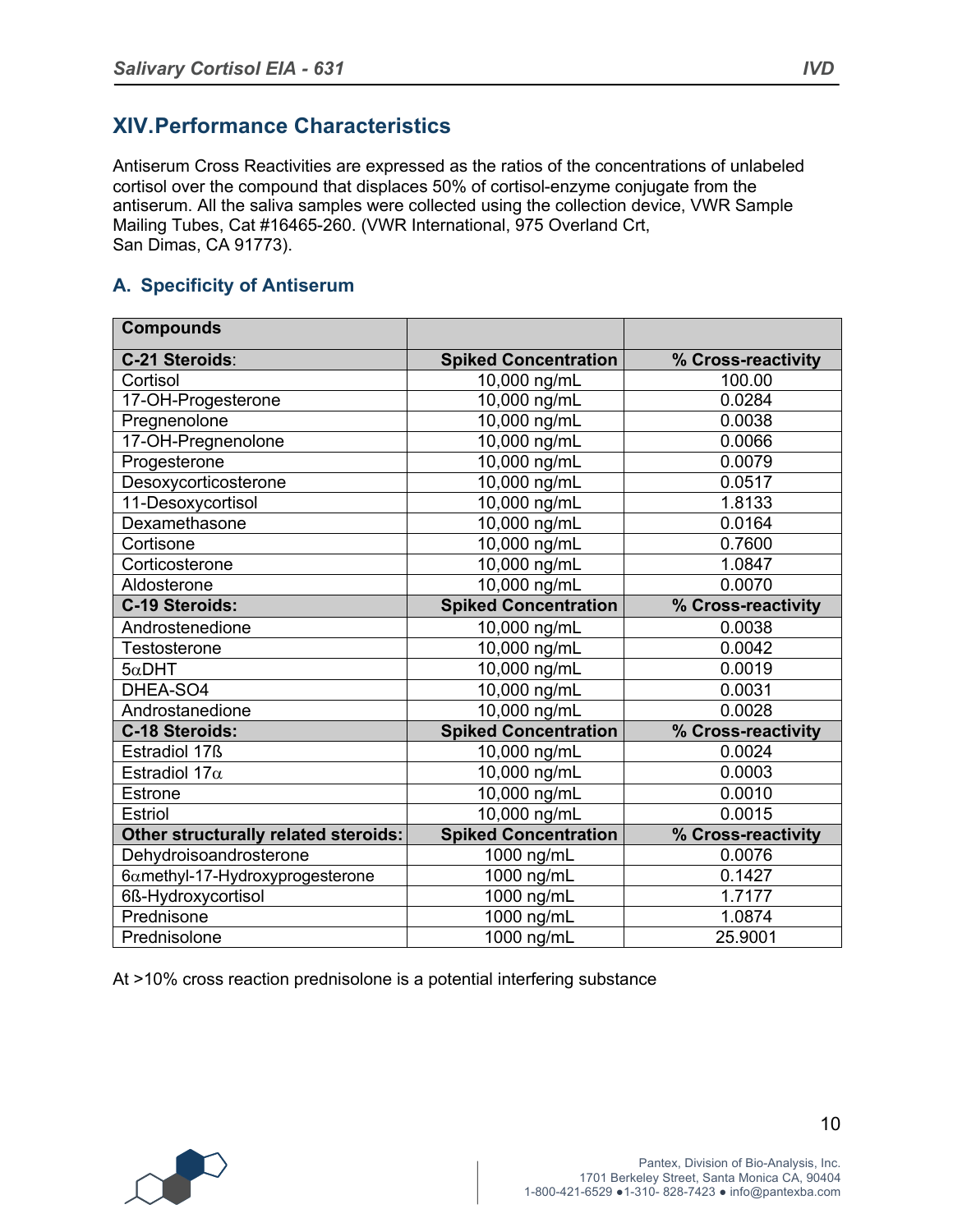## XIV. Performance Characteristics

Antiserum Cross Reactivities are expressed as the ratios of the concentrations of unlabeled cortisol over the compound that displaces 50% of cortisol-enzyme conjugate from the antiserum. All the saliva samples were collected using the collection device, VWR Sample Mailing Tubes, Cat #16465-260. (VWR International, 975 Overland Crt, San Dimas, CA 91773).

### A. Specificity of Antiserum

| **Compounds** | | |
|---|---|---|
| **C-21 Steroids**: | **Spiked Concentration** | **% Cross-reactivity** |
| Cortisol | 10,000 ng/mL | 100.00 |
| 17-OH-Progesterone | 10,000 ng/mL | 0.0284 |
| Pregnenolone | 10,000 ng/mL | 0.0038 |
| 17-OH-Pregnenolone | 10,000 ng/mL | 0.0066 |
| Progesterone | 10,000 ng/mL | 0.0079 |
| Desoxycorticosterone | 10,000 ng/mL | 0.0517 |
| 11-Desoxycortisol | 10,000 ng/mL | 1.8133 |
| Dexamethasone | 10,000 ng/mL | 0.0164 |
| Cortisone | 10,000 ng/mL | 0.7600 |
| Corticosterone | 10,000 ng/mL | 1.0847 |
| Aldosterone | 10,000 ng/mL | 0.0070 |
| **C-19 Steroids:** | **Spiked Concentration** | **% Cross-reactivity** |
| Androstenedione | 10,000 ng/mL | 0.0038 |
| Testosterone | 10,000 ng/mL | 0.0042 |
| 5αDHT | 10,000 ng/mL | 0.0019 |
| DHEA-SO4 | 10,000 ng/mL | 0.0031 |
| Androstanedione | 10,000 ng/mL | 0.0028 |
| **C-18 Steroids:** | **Spiked Concentration** | **% Cross-reactivity** |
| Estradiol 17ß | 10,000 ng/mL | 0.0024 |
| Estradiol 17α | 10,000 ng/mL | 0.0003 |
| Estrone | 10,000 ng/mL | 0.0010 |
| Estriol | 10,000 ng/mL | 0.0015 |
| **Other structurally related steroids:** | **Spiked Concentration** | **% Cross-reactivity** |
| Dehydroisoandrosterone | 1000 ng/mL | 0.0076 |
| 6αmethyl-17-Hydroxyprogesterone | 1000 ng/mL | 0.1427 |
| 6ß-Hydroxycortisol | 1000 ng/mL | 1.7177 |
| Prednisone | 1000 ng/mL | 1.0874 |
| Prednisolone | 1000 ng/mL | 25.9001 |

At >10% cross reaction prednisolone is a potential interfering substance

Pantex, Division of Bio-Analysis, Inc.
1701 Berkeley Street, Santa Monica CA, 90404
1-800-421-6529 ●1-310- 828-7423 ● info@pantexba.com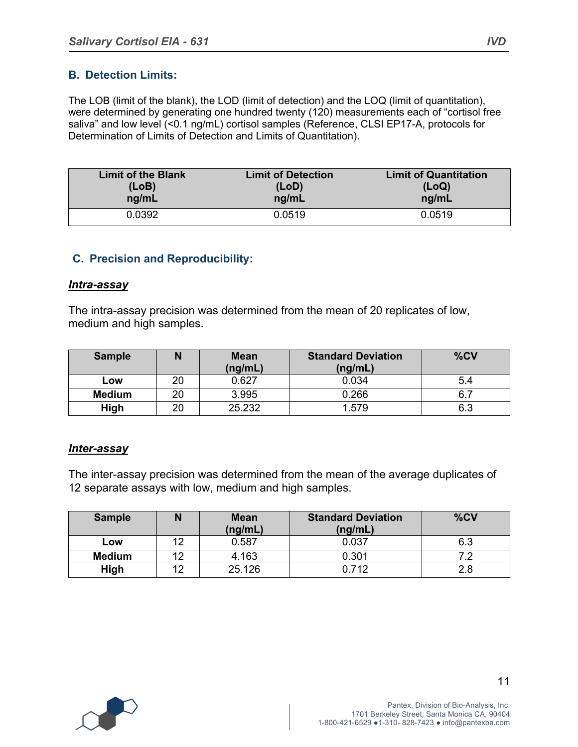## B. Detection Limits:

The LOB (limit of the blank), the LOD (limit of detection) and the LOQ (limit of quantitation), were determined by generating one hundred twenty (120) measurements each of “cortisol free saliva” and low level (<0.1 ng/mL) cortisol samples (Reference, CLSI EP17-A, protocols for Determination of Limits of Detection and Limits of Quantitation).

| Limit of the Blank (LoB) ng/mL | Limit of Detection (LoD) ng/mL | Limit of Quantitation (LoQ) ng/mL |
|---|---|---|
| 0.0392 | 0.0519 | 0.0519 |

## C. Precision and Reproducibility:

### ***Intra-assay***

The intra-assay precision was determined from the mean of 20 replicates of low, medium and high samples.

| Sample | N | Mean (ng/mL) | Standard Deviation (ng/mL) | %CV |
|---|---|---|---|---|
| **Low** | 20 | 0.627 | 0.034 | 5.4 |
| **Medium** | 20 | 3.995 | 0.266 | 6.7 |
| **High** | 20 | 25.232 | 1.579 | 6.3 |

### ***Inter-assay***

The inter-assay precision was determined from the mean of the average duplicates of 12 separate assays with low, medium and high samples.

| Sample | N | Mean (ng/mL) | Standard Deviation (ng/mL) | %CV |
|---|---|---|---|---|
| **Low** | 12 | 0.587 | 0.037 | 6.3 |
| **Medium** | 12 | 4.163 | 0.301 | 7.2 |
| **High** | 12 | 25.126 | 0.712 | 2.8 |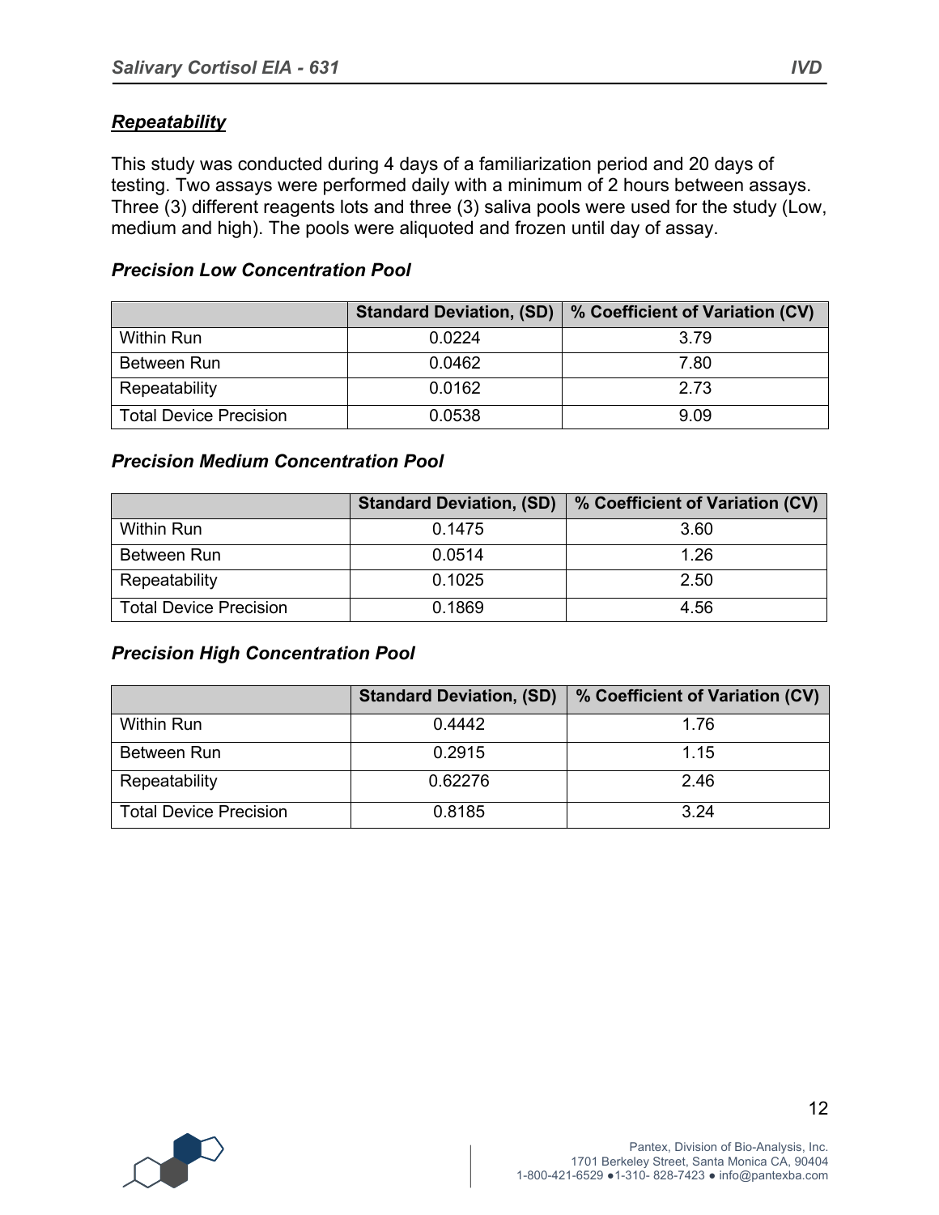## ***Repeatability***

This study was conducted during 4 days of a familiarization period and 20 days of testing. Two assays were performed daily with a minimum of 2 hours between assays. Three (3) different reagents lots and three (3) saliva pools were used for the study (Low, medium and high). The pools were aliquoted and frozen until day of assay.

### *Precision Low Concentration Pool*

| | Standard Deviation, (SD) | % Coefficient of Variation (CV) |
|---|---|---|
| Within Run | 0.0224 | 3.79 |
| Between Run | 0.0462 | 7.80 |
| Repeatability | 0.0162 | 2.73 |
| Total Device Precision | 0.0538 | 9.09 |

### *Precision Medium Concentration Pool*

| | Standard Deviation, (SD) | % Coefficient of Variation (CV) |
|---|---|---|
| Within Run | 0.1475 | 3.60 |
| Between Run | 0.0514 | 1.26 |
| Repeatability | 0.1025 | 2.50 |
| Total Device Precision | 0.1869 | 4.56 |

### *Precision High Concentration Pool*

| | Standard Deviation, (SD) | % Coefficient of Variation (CV) |
|---|---|---|
| Within Run | 0.4442 | 1.76 |
| Between Run | 0.2915 | 1.15 |
| Repeatability | 0.62276 | 2.46 |
| Total Device Precision | 0.8185 | 3.24 |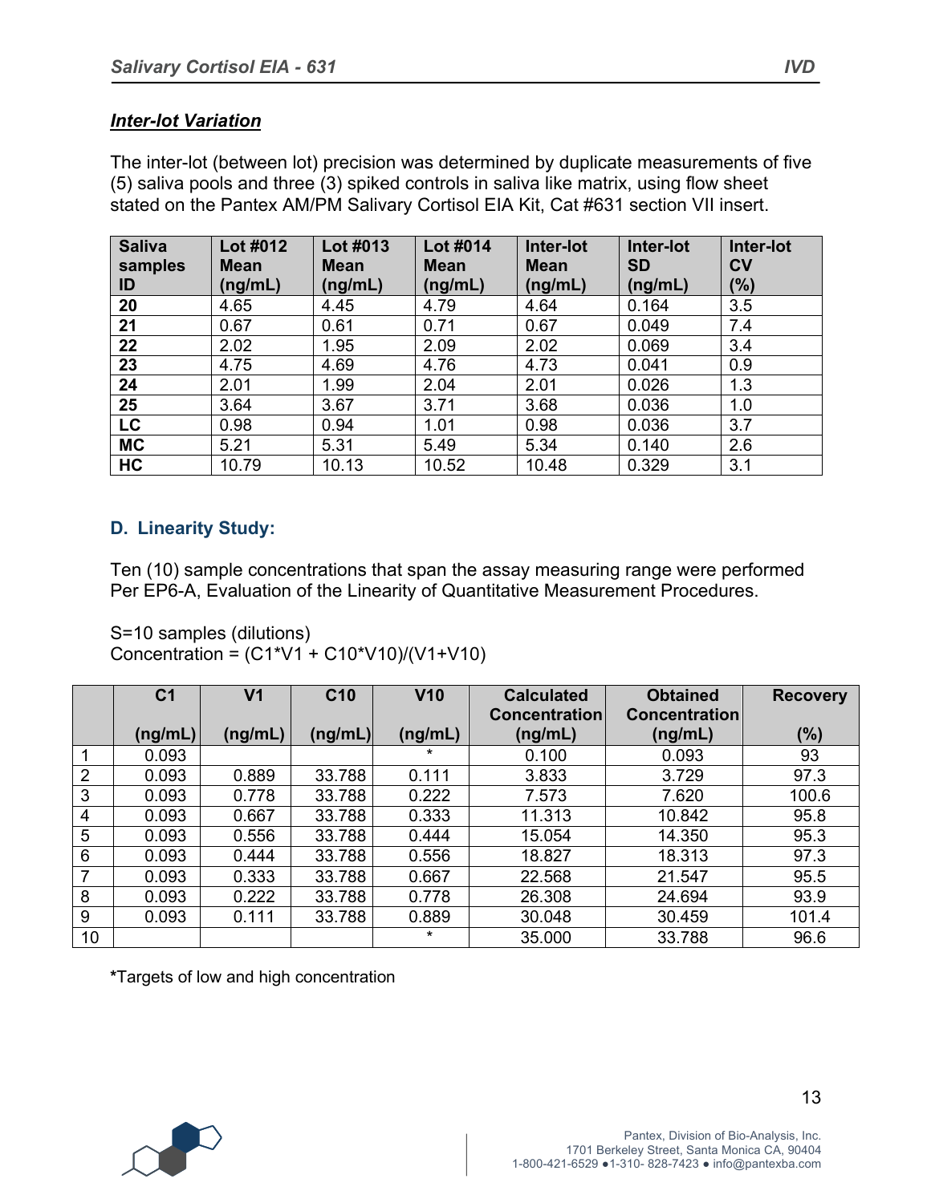### *Inter-lot Variation*

The inter-lot (between lot) precision was determined by duplicate measurements of five (5) saliva pools and three (3) spiked controls in saliva like matrix, using flow sheet stated on the Pantex AM/PM Salivary Cortisol EIA Kit, Cat #631 section VII insert.

| Saliva samples ID | Lot #012 Mean (ng/mL) | Lot #013 Mean (ng/mL) | Lot #014 Mean (ng/mL) | Inter-lot Mean (ng/mL) | Inter-lot SD (ng/mL) | Inter-lot CV (%) |
|---|---|---|---|---|---|---|
| **20** | 4.65 | 4.45 | 4.79 | 4.64 | 0.164 | 3.5 |
| **21** | 0.67 | 0.61 | 0.71 | 0.67 | 0.049 | 7.4 |
| **22** | 2.02 | 1.95 | 2.09 | 2.02 | 0.069 | 3.4 |
| **23** | 4.75 | 4.69 | 4.76 | 4.73 | 0.041 | 0.9 |
| **24** | 2.01 | 1.99 | 2.04 | 2.01 | 0.026 | 1.3 |
| **25** | 3.64 | 3.67 | 3.71 | 3.68 | 0.036 | 1.0 |
| **LC** | 0.98 | 0.94 | 1.01 | 0.98 | 0.036 | 3.7 |
| **MC** | 5.21 | 5.31 | 5.49 | 5.34 | 0.140 | 2.6 |
| **HC** | 10.79 | 10.13 | 10.52 | 10.48 | 0.329 | 3.1 |

### D. Linearity Study:

Ten (10) sample concentrations that span the assay measuring range were performed Per EP6-A, Evaluation of the Linearity of Quantitative Measurement Procedures.

S=10 samples (dilutions)
Concentration = (C1*V1 + C10*V10)/(V1+V10)

| | C1 (ng/mL) | V1 (ng/mL) | C10 (ng/mL) | V10 (ng/mL) | Calculated Concentration (ng/mL) | Obtained Concentration (ng/mL) | Recovery (%) |
|---|---|---|---|---|---|---|---|
| 1 | 0.093 | | | * | 0.100 | 0.093 | 93 |
| 2 | 0.093 | 0.889 | 33.788 | 0.111 | 3.833 | 3.729 | 97.3 |
| 3 | 0.093 | 0.778 | 33.788 | 0.222 | 7.573 | 7.620 | 100.6 |
| 4 | 0.093 | 0.667 | 33.788 | 0.333 | 11.313 | 10.842 | 95.8 |
| 5 | 0.093 | 0.556 | 33.788 | 0.444 | 15.054 | 14.350 | 95.3 |
| 6 | 0.093 | 0.444 | 33.788 | 0.556 | 18.827 | 18.313 | 97.3 |
| 7 | 0.093 | 0.333 | 33.788 | 0.667 | 22.568 | 21.547 | 95.5 |
| 8 | 0.093 | 0.222 | 33.788 | 0.778 | 26.308 | 24.694 | 93.9 |
| 9 | 0.093 | 0.111 | 33.788 | 0.889 | 30.048 | 30.459 | 101.4 |
| 10 | | | | * | 35.000 | 33.788 | 96.6 |

*Targets of low and high concentration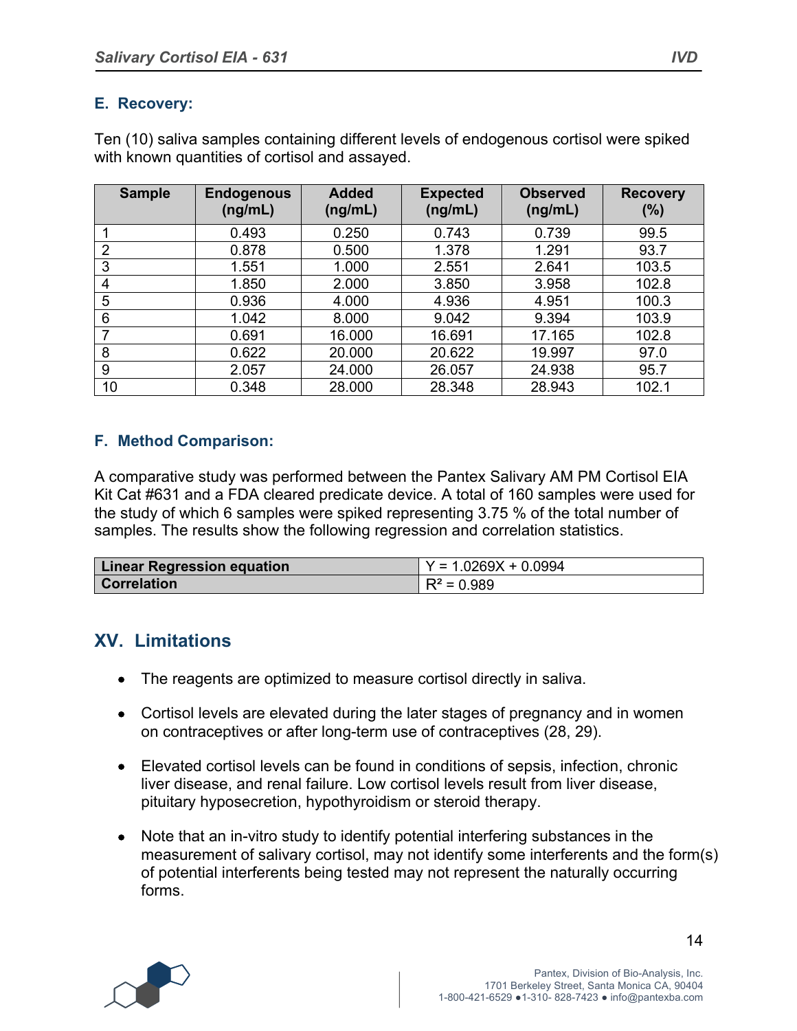### E. Recovery:

Ten (10) saliva samples containing different levels of endogenous cortisol were spiked with known quantities of cortisol and assayed.

| Sample | Endogenous (ng/mL) | Added (ng/mL) | Expected (ng/mL) | Observed (ng/mL) | Recovery (%) |
|---|---|---|---|---|---|
| 1 | 0.493 | 0.250 | 0.743 | 0.739 | 99.5 |
| 2 | 0.878 | 0.500 | 1.378 | 1.291 | 93.7 |
| 3 | 1.551 | 1.000 | 2.551 | 2.641 | 103.5 |
| 4 | 1.850 | 2.000 | 3.850 | 3.958 | 102.8 |
| 5 | 0.936 | 4.000 | 4.936 | 4.951 | 100.3 |
| 6 | 1.042 | 8.000 | 9.042 | 9.394 | 103.9 |
| 7 | 0.691 | 16.000 | 16.691 | 17.165 | 102.8 |
| 8 | 0.622 | 20.000 | 20.622 | 19.997 | 97.0 |
| 9 | 2.057 | 24.000 | 26.057 | 24.938 | 95.7 |
| 10 | 0.348 | 28.000 | 28.348 | 28.943 | 102.1 |

### F. Method Comparison:

A comparative study was performed between the Pantex Salivary AM PM Cortisol EIA Kit Cat #631 and a FDA cleared predicate device. A total of 160 samples were used for the study of which 6 samples were spiked representing 3.75 % of the total number of samples. The results show the following regression and correlation statistics.

| | |
|---|---|
| **Linear Regression equation** | $Y = 1.0269X + 0.0994$ |
| **Correlation** | $R^2 = 0.989$ |

## XV. Limitations

- The reagents are optimized to measure cortisol directly in saliva.
- Cortisol levels are elevated during the later stages of pregnancy and in women on contraceptives or after long-term use of contraceptives (28, 29).
- Elevated cortisol levels can be found in conditions of sepsis, infection, chronic liver disease, and renal failure. Low cortisol levels result from liver disease, pituitary hyposecretion, hypothyroidism or steroid therapy.
- Note that an in-vitro study to identify potential interfering substances in the measurement of salivary cortisol, may not identify some interferents and the form(s) of potential interferents being tested may not represent the naturally occurring forms.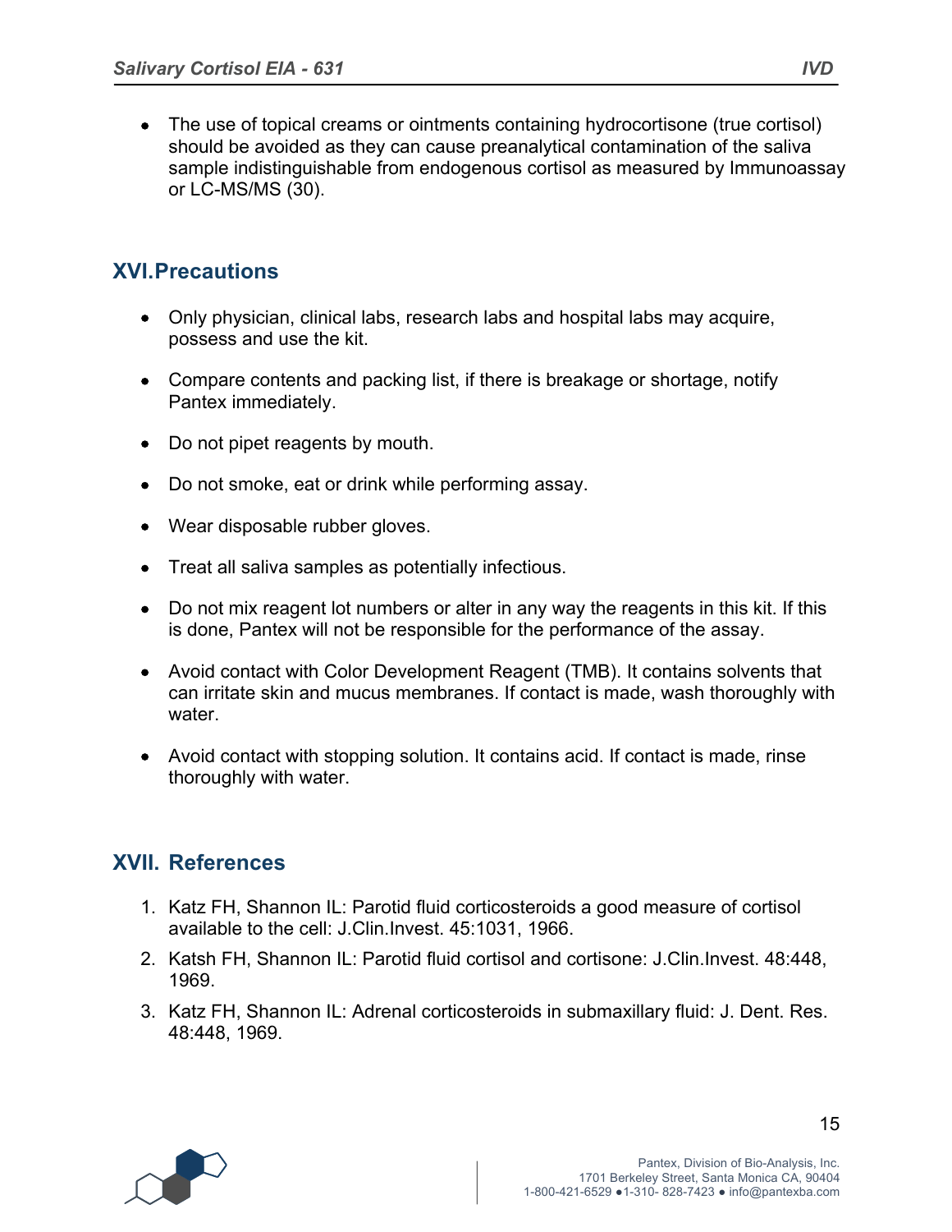- The use of topical creams or ointments containing hydrocortisone (true cortisol) should be avoided as they can cause preanalytical contamination of the saliva sample indistinguishable from endogenous cortisol as measured by Immunoassay or LC-MS/MS (30).

## XVI.Precautions

- Only physician, clinical labs, research labs and hospital labs may acquire, possess and use the kit.
- Compare contents and packing list, if there is breakage or shortage, notify Pantex immediately.
- Do not pipet reagents by mouth.
- Do not smoke, eat or drink while performing assay.
- Wear disposable rubber gloves.
- Treat all saliva samples as potentially infectious.
- Do not mix reagent lot numbers or alter in any way the reagents in this kit. If this is done, Pantex will not be responsible for the performance of the assay.
- Avoid contact with Color Development Reagent (TMB). It contains solvents that can irritate skin and mucus membranes. If contact is made, wash thoroughly with water.
- Avoid contact with stopping solution. It contains acid. If contact is made, rinse thoroughly with water.

## XVII. References

1. Katz FH, Shannon IL: Parotid fluid corticosteroids a good measure of cortisol available to the cell: J.Clin.Invest. 45:1031, 1966.
2. Katsh FH, Shannon IL: Parotid fluid cortisol and cortisone: J.Clin.Invest. 48:448, 1969.
3. Katz FH, Shannon IL: Adrenal corticosteroids in submaxillary fluid: J. Dent. Res. 48:448, 1969.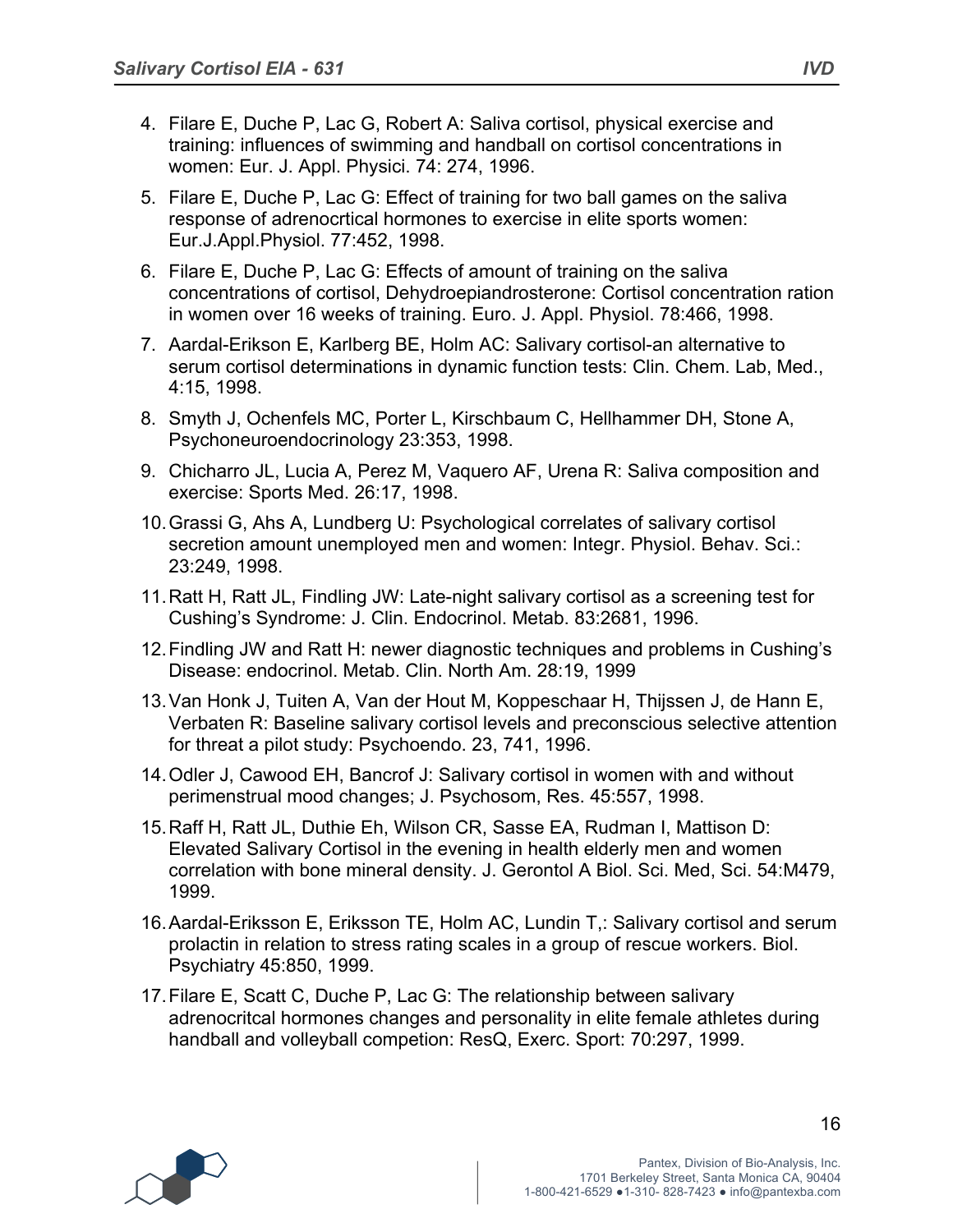4. Filare E, Duche P, Lac G, Robert A: Saliva cortisol, physical exercise and training: influences of swimming and handball on cortisol concentrations in women: Eur. J. Appl. Physici. 74: 274, 1996.
5. Filare E, Duche P, Lac G: Effect of training for two ball games on the saliva response of adrenocrtical hormones to exercise in elite sports women: Eur.J.Appl.Physiol. 77:452, 1998.
6. Filare E, Duche P, Lac G: Effects of amount of training on the saliva concentrations of cortisol, Dehydroepiandrosterone: Cortisol concentration ration in women over 16 weeks of training. Euro. J. Appl. Physiol. 78:466, 1998.
7. Aardal-Erikson E, Karlberg BE, Holm AC: Salivary cortisol-an alternative to serum cortisol determinations in dynamic function tests: Clin. Chem. Lab, Med., 4:15, 1998.
8. Smyth J, Ochenfels MC, Porter L, Kirschbaum C, Hellhammer DH, Stone A, Psychoneuroendocrinology 23:353, 1998.
9. Chicharro JL, Lucia A, Perez M, Vaquero AF, Urena R: Saliva composition and exercise: Sports Med. 26:17, 1998.
10. Grassi G, Ahs A, Lundberg U: Psychological correlates of salivary cortisol secretion amount unemployed men and women: Integr. Physiol. Behav. Sci.: 23:249, 1998.
11. Ratt H, Ratt JL, Findling JW: Late-night salivary cortisol as a screening test for Cushing's Syndrome: J. Clin. Endocrinol. Metab. 83:2681, 1996.
12. Findling JW and Ratt H: newer diagnostic techniques and problems in Cushing's Disease: endocrinol. Metab. Clin. North Am. 28:19, 1999
13. Van Honk J, Tuiten A, Van der Hout M, Koppeschaar H, Thijssen J, de Hann E, Verbaten R: Baseline salivary cortisol levels and preconscious selective attention for threat a pilot study: Psychoendo. 23, 741, 1996.
14. Odler J, Cawood EH, Bancrof J: Salivary cortisol in women with and without perimenstrual mood changes; J. Psychosom, Res. 45:557, 1998.
15. Raff H, Ratt JL, Duthie Eh, Wilson CR, Sasse EA, Rudman I, Mattison D: Elevated Salivary Cortisol in the evening in health elderly men and women correlation with bone mineral density. J. Gerontol A Biol. Sci. Med, Sci. 54:M479, 1999.
16. Aardal-Eriksson E, Eriksson TE, Holm AC, Lundin T,: Salivary cortisol and serum prolactin in relation to stress rating scales in a group of rescue workers. Biol. Psychiatry 45:850, 1999.
17. Filare E, Scatt C, Duche P, Lac G: The relationship between salivary adrenocritcal hormones changes and personality in elite female athletes during handball and volleyball competion: ResQ, Exerc. Sport: 70:297, 1999.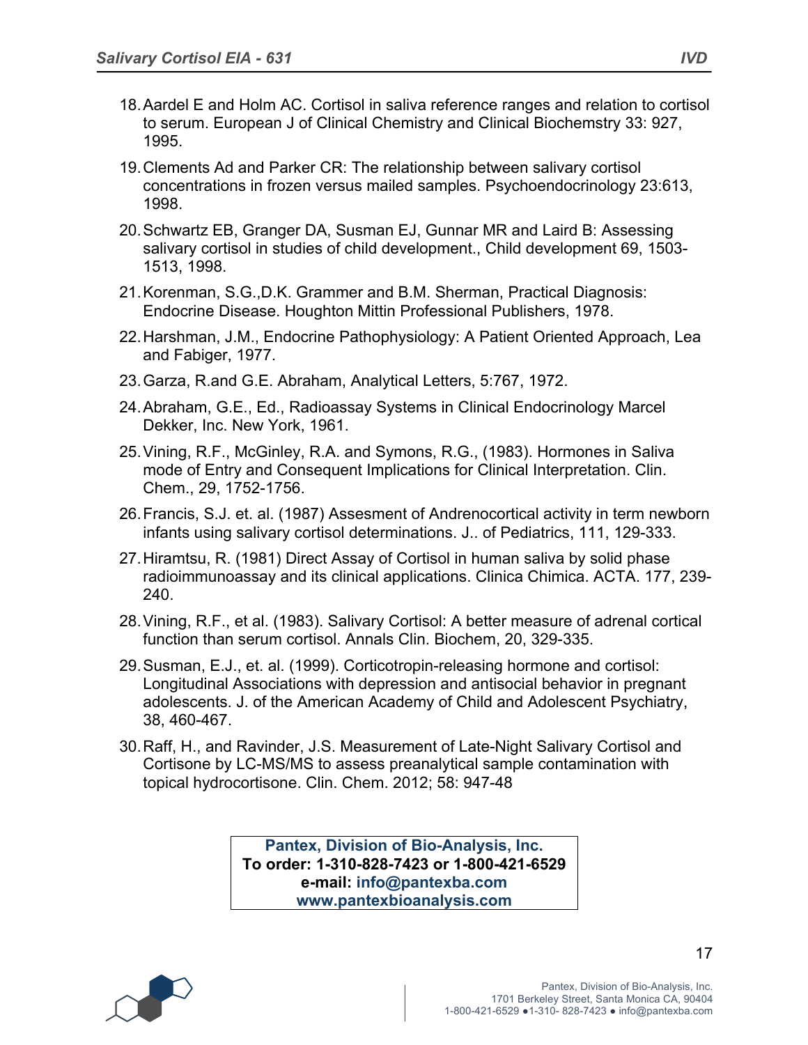18. Aardel E and Holm AC. Cortisol in saliva reference ranges and relation to cortisol to serum. European J of Clinical Chemistry and Clinical Biochemstry 33: 927, 1995.
19. Clements Ad and Parker CR: The relationship between salivary cortisol concentrations in frozen versus mailed samples. Psychoendocrinology 23:613, 1998.
20. Schwartz EB, Granger DA, Susman EJ, Gunnar MR and Laird B: Assessing salivary cortisol in studies of child development., Child development 69, 1503-1513, 1998.
21. Korenman, S.G.,D.K. Grammer and B.M. Sherman, Practical Diagnosis: Endocrine Disease. Houghton Mittin Professional Publishers, 1978.
22. Harshman, J.M., Endocrine Pathophysiology: A Patient Oriented Approach, Lea and Fabiger, 1977.
23. Garza, R.and G.E. Abraham, Analytical Letters, 5:767, 1972.
24. Abraham, G.E., Ed., Radioassay Systems in Clinical Endocrinology Marcel Dekker, Inc. New York, 1961.
25. Vining, R.F., McGinley, R.A. and Symons, R.G., (1983). Hormones in Saliva mode of Entry and Consequent Implications for Clinical Interpretation. Clin. Chem., 29, 1752-1756.
26. Francis, S.J. et. al. (1987) Assesment of Andrenocortical activity in term newborn infants using salivary cortisol determinations. J.. of Pediatrics, 111, 129-333.
27. Hiramtsu, R. (1981) Direct Assay of Cortisol in human saliva by solid phase radioimmunoassay and its clinical applications. Clinica Chimica. ACTA. 177, 239-240.
28. Vining, R.F., et al. (1983). Salivary Cortisol: A better measure of adrenal cortical function than serum cortisol. Annals Clin. Biochem, 20, 329-335.
29. Susman, E.J., et. al. (1999). Corticotropin-releasing hormone and cortisol: Longitudinal Associations with depression and antisocial behavior in pregnant adolescents. J. of the American Academy of Child and Adolescent Psychiatry, 38, 460-467.
30. Raff, H., and Ravinder, J.S. Measurement of Late-Night Salivary Cortisol and Cortisone by LC-MS/MS to assess preanalytical sample contamination with topical hydrocortisone. Clin. Chem. 2012; 58: 947-48

**Pantex, Division of Bio-Analysis, Inc.**
**To order: 1-310-828-7423 or 1-800-421-6529**
**e-mail: info@pantexba.com**
**www.pantexbioanalysis.com**